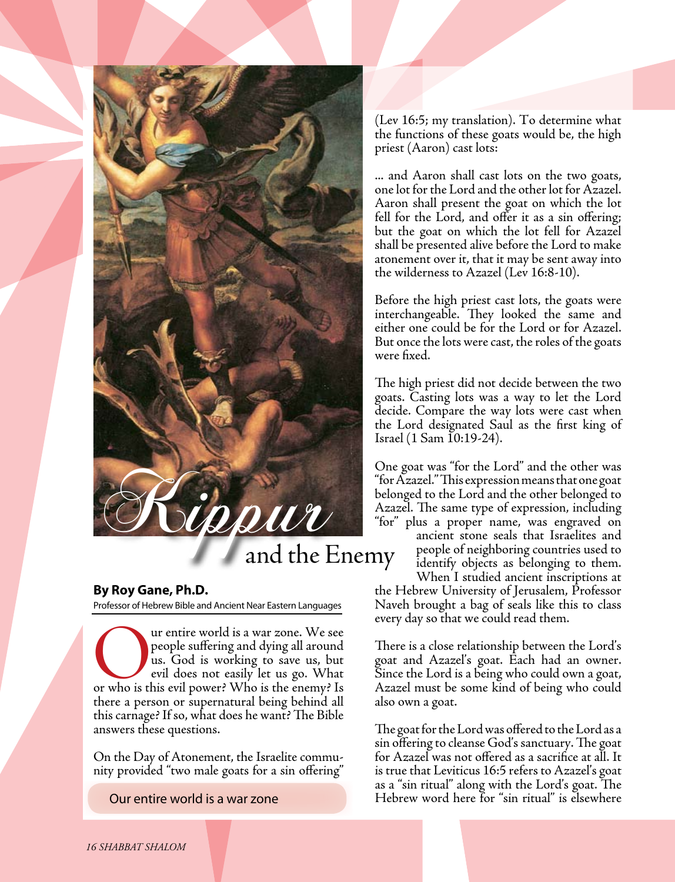# Kippur and the Enemy

**By Roy Gane, Ph.D.**

Professor of Hebrew Bible and Ancient Near Eastern Languages

Our entire world is a war zone. We see people suffering and dying all around us. God is working to save us, but evil does not easily let us go. What or who is this evil power? Who is the enemy? Is there a person or supernatural being behind all this carnage? If so, what does he want? The Bible answers these questions.

On the Day of Atonement, the Israelite community provided "two male goats for a sin offering" (Lev 16:5; my translation). To determine what the functions of these goats would be, the high priest (Aaron) cast lots:

... and Aaron shall cast lots on the two goats, one lot for the Lord and the other lot for Azazel. Aaron shall present the goat on which the lot fell for the Lord, and offer it as a sin offering; but the goat on which the lot fell for Azazel shall be presented alive before the Lord to make atonement over it, that it may be sent away into the wilderness to Azazel (Lev 16:8-10).

Before the high priest cast lots, the goats were interchangeable. They looked the same and either one could be for the Lord or for Azazel. But once the lots were cast, the roles of the goats were fixed.

The high priest did not decide between the two goats. Casting lots was a way to let the Lord decide. Compare the way lots were cast when the Lord designated Saul as the first king of Israel (1 Sam 10:19-24).

One goat was "for the Lord" and the other was "for Azazel." This expression means that one goat belonged to the Lord and the other belonged to Azazel. The same type of expression, including "for" plus a proper name, was engraved on ancient stone seals that Israelites and people of neighboring countries used to identify objects as belonging to them. When I studied ancient inscriptions at the Hebrew University of Jerusalem, Professor Naveh brought a bag of seals like this to class every day so that we could read them.

There is a close relationship between the Lord's goat and Azazel's goat. Each had an owner. Since the Lord is a being who could own a goat, Azazel must be some kind of being who could also own a goat.

The goat for the Lord was offered to the Lord as a sin offering to cleanse God's sanctuary. The goat for Azazel was not offered as a sacrifice at all. It is true that Leviticus 16:5 refers to Azazel's goat as a "sin ritual" along with the Lord's goat. The Hebrew word here for "sin ritual" is elsewhere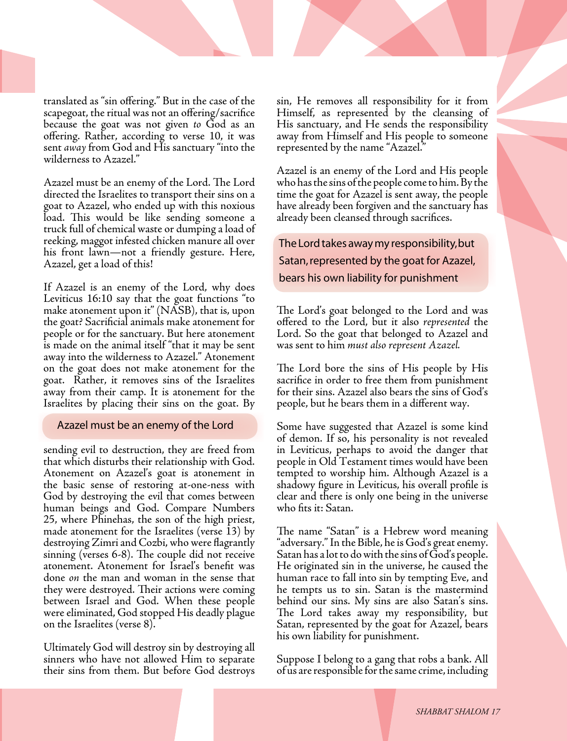translated as "sin offering." But in the case of the scapegoat, the ritual was not an offering/sacrifice because the goat was not given *to* God as an offering. Rather, according to verse 10, it was sent *away* from God and His sanctuary "into the wilderness to Azazel."

Azazel must be an enemy of the Lord. The Lord directed the Israelites to transport their sins on a goat to Azazel, who ended up with this noxious load. This would be like sending someone a truck full of chemical waste or dumping a load of reeking, maggot infested chicken manure all over his front lawn—not a friendly gesture. Here, Azazel, get a load of this!

If Azazel is an enemy of the Lord, why does Leviticus 16:10 say that the goat functions "to make atonement upon it" (NASB), that is, upon the goat? Sacrificial animals make atonement for people or for the sanctuary. But here atonement is made on the animal itself "that it may be sent away into the wilderness to Azazel." Atonement on the goat does not make atonement for the goat. Rather, it removes sins of the Israelites away from their camp. It is atonement for the Israelites by placing their sins on the goat. By

> Azazel must be an enemy of the Lord

sending evil to destruction, they are freed from that which disturbs their relationship with God. Atonement on Azazel's goat is atonement in the basic sense of restoring at-one-ness with God by destroying the evil that comes between human beings and God. Compare Numbers 25, where Phinehas, the son of the high priest, made atonement for the Israelites (verse 13) by destroying Zimri and Cozbi, who were flagrantly sinning (verses 6-8). The couple did not receive atonement. Atonement for Israel's benefit was done *on* the man and woman in the sense that they were destroyed. Their actions were coming between Israel and God. When these people were eliminated, God stopped His deadly plague on the Israelites (verse 8).

Ultimately God will destroy sin by destroying all sinners who have not allowed Him to separate their sins from them. But before God destroys sin, He removes all responsibility for it from Himself, as represented by the cleansing of His sanctuary, and He sends the responsibility away from Himself and His people to someone represented by the name "Azazel."

Azazel is an enemy of the Lord and His people who has the sins of the people come to him. By the time the goat for Azazel is sent away, the people have already been forgiven and the sanctuary has already been cleansed through sacrifices.

> The Lord takes away my responsibility, but Satan, represented by the goat for Azazel, bears his own liability for punishment

The Lord's goat belonged to the Lord and was offered to the Lord, but it also *represented* the Lord. So the goat that belonged to Azazel and was sent to him *must also represent Azazel.*

The Lord bore the sins of His people by His sacrifice in order to free them from punishment for their sins. Azazel also bears the sins of God's people, but he bears them in a different way.

Some have suggested that Azazel is some kind of demon. If so, his personality is not revealed in Leviticus, perhaps to avoid the danger that people in Old Testament times would have been tempted to worship him. Although Azazel is a shadowy figure in Leviticus, his overall profile is clear and there is only one being in the universe who fits it: Satan.

The name "Satan" is a Hebrew word meaning "adversary." In the Bible, he is God's great enemy. Satan has a lot to do with the sins of God's people. He originated sin in the universe, he caused the human race to fall into sin by tempting Eve, and he tempts us to sin. Satan is the mastermind behind our sins. My sins are also Satan's sins. The Lord takes away my responsibility, but Satan, represented by the goat for Azazel, bears his own liability for punishment.

Suppose I belong to a gang that robs a bank. All of us are responsible for the same crime, including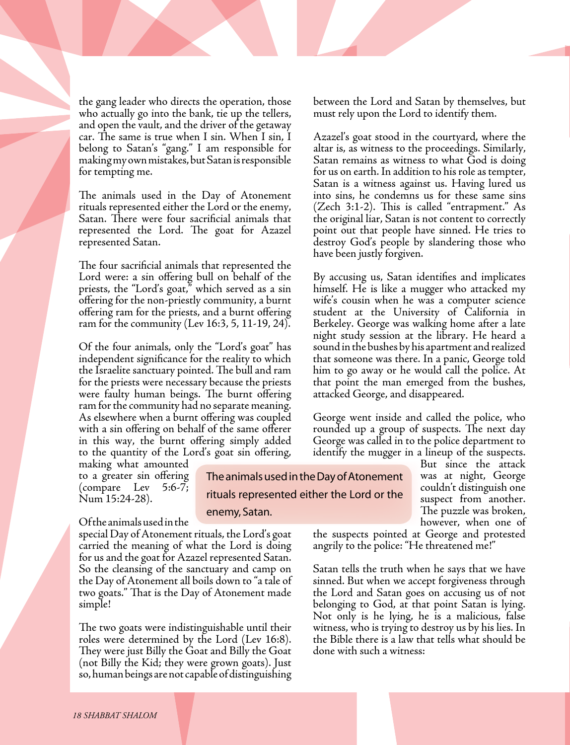the gang leader who directs the operation, those who actually go into the bank, tie up the tellers, and open the vault, and the driver of the getaway car. The same is true when I sin. When I sin, I belong to Satan's "gang." I am responsible for making my own mistakes, but Satan is responsible for tempting me.

The animals used in the Day of Atonement rituals represented either the Lord or the enemy, Satan. There were four sacrificial animals that represented the Lord. The goat for Azazel represented Satan.

The four sacrificial animals that represented the Lord were: a sin offering bull on behalf of the priests, the "Lord's goat," which served as a sin offering for the non-priestly community, a burnt offering ram for the priests, and a burnt offering ram for the community (Lev 16:3, 5, 11-19, 24).

Of the four animals, only the "Lord's goat" has independent significance for the reality to which the Israelite sanctuary pointed. The bull and ram for the priests were necessary because the priests were faulty human beings. The burnt offering ram for the community had no separate meaning. As elsewhere when a burnt offering was coupled with a sin offering on behalf of the same offerer in this way, the burnt offering simply added to the quantity of the Lord's goat sin offering, making what amounted to a greater sin offering (compare Lev 5:6-7; Num 15:24-28).

> The animals used in the Day of Atonement rituals represented either the Lord or the enemy, Satan.

Of the animals used in the special Day of Atonement rituals, the Lord's goat carried the meaning of what the Lord is doing for us and the goat for Azazel represented Satan. So the cleansing of the sanctuary and camp on the Day of Atonement all boils down to "a tale of two goats." That is the Day of Atonement made simple!

The two goats were indistinguishable until their roles were determined by the Lord (Lev 16:8). They were just Billy the Goat and Billy the Goat (not Billy the Kid; they were grown goats). Just so, human beings are not capable of distinguishing between the Lord and Satan by themselves, but must rely upon the Lord to identify them.

Azazel's goat stood in the courtyard, where the altar is, as witness to the proceedings. Similarly, Satan remains as witness to what God is doing for us on earth. In addition to his role as tempter, Satan is a witness against us. Having lured us into sins, he condemns us for these same sins (Zech 3:1-2). This is called "entrapment." As the original liar, Satan is not content to correctly point out that people have sinned. He tries to destroy God's people by slandering those who have been justly forgiven.

By accusing us, Satan identifies and implicates himself. He is like a mugger who attacked my wife's cousin when he was a computer science student at the University of California in Berkeley. George was walking home after a late night study session at the library. He heard a sound in the bushes by his apartment and realized that someone was there. In a panic, George told him to go away or he would call the police. At that point the man emerged from the bushes, attacked George, and disappeared.

George went inside and called the police, who rounded up a group of suspects. The next day George was called in to the police department to identify the mugger in a lineup of the suspects. But since the attack was at night, George couldn't distinguish one suspect from another. The puzzle was broken, however, when one of the suspects pointed at George and protested angrily to the police: "He threatened me!"

Satan tells the truth when he says that we have sinned. But when we accept forgiveness through the Lord and Satan goes on accusing us of not belonging to God, at that point Satan is lying. Not only is he lying, he is a malicious, false witness, who is trying to destroy us by his lies. In the Bible there is a law that tells what should be done with such a witness: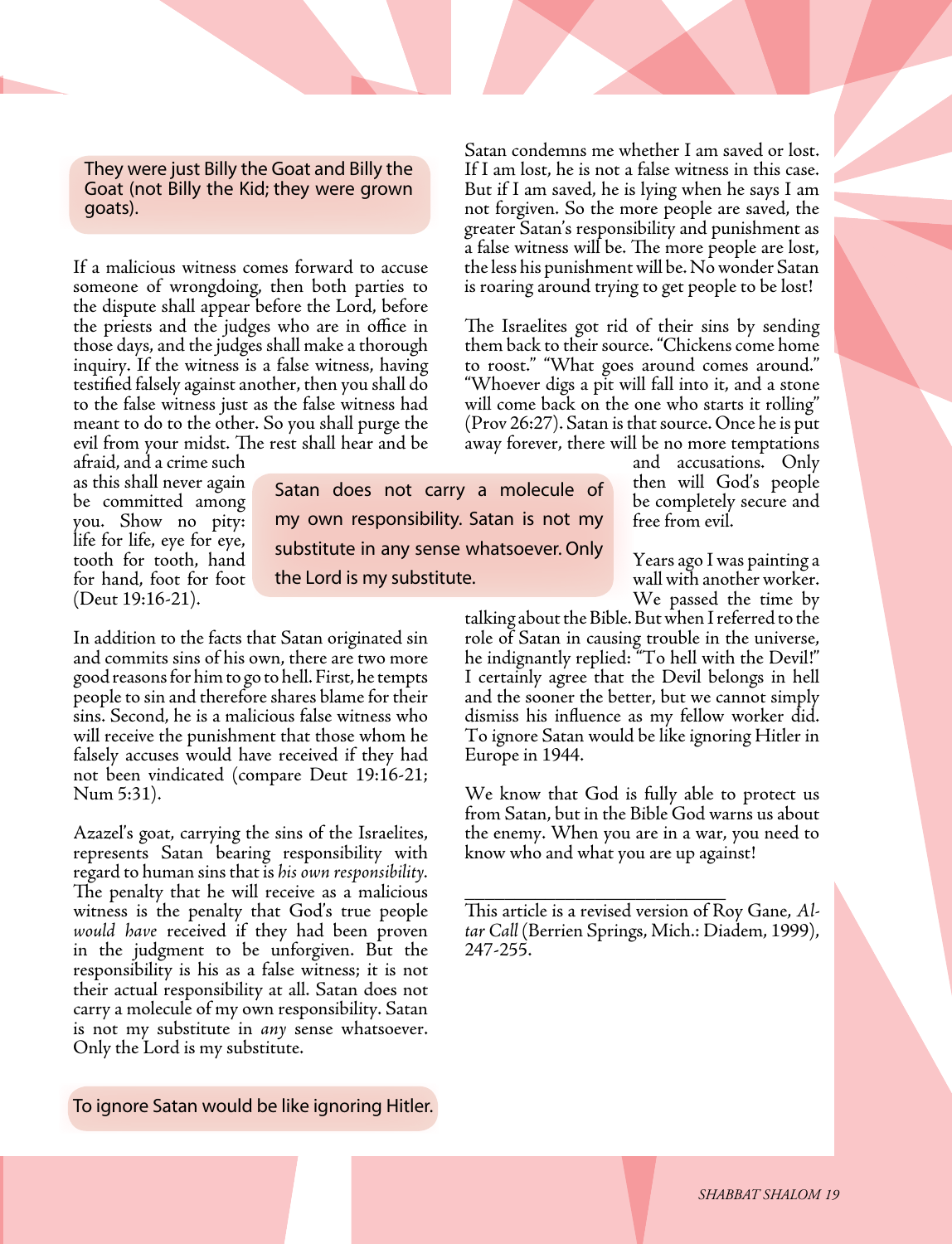> They were just Billy the Goat and Billy the Goat (not Billy the Kid; they were grown goats).

If a malicious witness comes forward to accuse someone of wrongdoing, then both parties to the dispute shall appear before the Lord, before the priests and the judges who are in office in those days, and the judges shall make a thorough inquiry. If the witness is a false witness, having testified falsely against another, then you shall do to the false witness just as the false witness had meant to do to the other. So you shall purge the evil from your midst. The rest shall hear and be afraid, and a crime such as this shall never again be committed among you. Show no pity: life for life, eye for eye, tooth for tooth, hand for hand, foot for foot (Deut 19:16-21).

> Satan does not carry a molecule of my own responsibility. Satan is not my substitute in any sense whatsoever. Only the Lord is my substitute.

In addition to the facts that Satan originated sin and commits sins of his own, there are two more good reasons for him to go to hell. First, he tempts people to sin and therefore shares blame for their sins. Second, he is a malicious false witness who will receive the punishment that those whom he falsely accuses would have received if they had not been vindicated (compare Deut 19:16-21; Num 5:31).

Azazel's goat, carrying the sins of the Israelites, represents Satan bearing responsibility with regard to human sins that is *his own responsibility.* The penalty that he will receive as a malicious witness is the penalty that God's true people *would have* received if they had been proven in the judgment to be unforgiven. But the responsibility is his as a false witness; it is not their actual responsibility at all. Satan does not carry a molecule of my own responsibility. Satan is not my substitute in *any* sense whatsoever. Only the Lord is my substitute.

> To ignore Satan would be like ignoring Hitler.

Satan condemns me whether I am saved or lost. If I am lost, he is not a false witness in this case. But if I am saved, he is lying when he says I am not forgiven. So the more people are saved, the greater Satan's responsibility and punishment as a false witness will be. The more people are lost, the less his punishment will be. No wonder Satan is roaring around trying to get people to be lost!

The Israelites got rid of their sins by sending them back to their source. "Chickens come home to roost." "What goes around comes around." "Whoever digs a pit will fall into it, and a stone will come back on the one who starts it rolling" (Prov 26:27). Satan is that source. Once he is put away forever, there will be no more temptations and accusations. Only then will God's people be completely secure and free from evil.

Years ago I was painting a wall with another worker. We passed the time by talking about the Bible. But when I referred to the role of Satan in causing trouble in the universe, he indignantly replied: "To hell with the Devil!" I certainly agree that the Devil belongs in hell and the sooner the better, but we cannot simply dismiss his influence as my fellow worker did. To ignore Satan would be like ignoring Hitler in Europe in 1944.

We know that God is fully able to protect us from Satan, but in the Bible God warns us about the enemy. When you are in a war, you need to know who and what you are up against!

---

This article is a revised version of Roy Gane, *Altar Call* (Berrien Springs, Mich.: Diadem, 1999), 247-255.